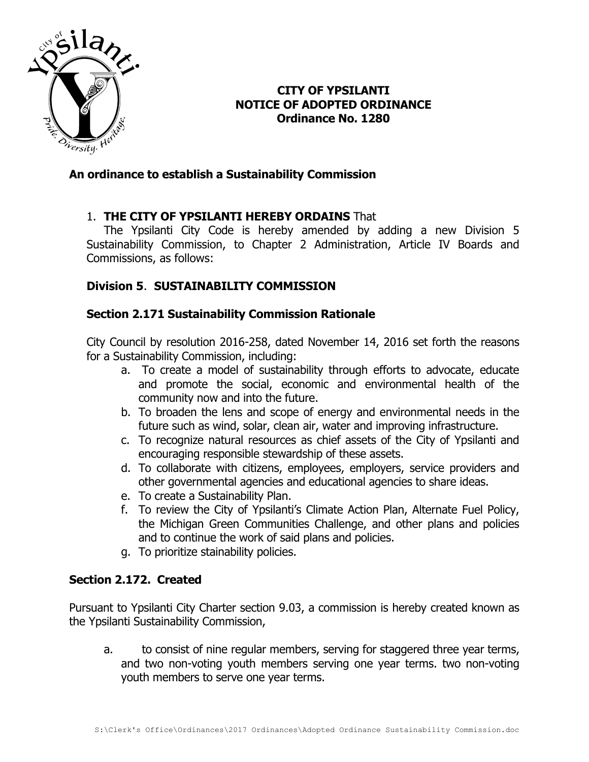**CITY OF YPSILANTI**
**NOTICE OF ADOPTED ORDINANCE**
**Ordinance No. 1280**

**An ordinance to establish a Sustainability Commission**

1. **THE CITY OF YPSILANTI HEREBY ORDAINS** That

The Ypsilanti City Code is hereby amended by adding a new Division 5 Sustainability Commission, to Chapter 2 Administration, Article IV Boards and Commissions, as follows:

## Division 5. SUSTAINABILITY COMMISSION

### Section 2.171 Sustainability Commission Rationale

City Council by resolution 2016-258, dated November 14, 2016 set forth the reasons for a Sustainability Commission, including:

a. To create a model of sustainability through efforts to advocate, educate and promote the social, economic and environmental health of the community now and into the future.
b. To broaden the lens and scope of energy and environmental needs in the future such as wind, solar, clean air, water and improving infrastructure.
c. To recognize natural resources as chief assets of the City of Ypsilanti and encouraging responsible stewardship of these assets.
d. To collaborate with citizens, employees, employers, service providers and other governmental agencies and educational agencies to share ideas.
e. To create a Sustainability Plan.
f. To review the City of Ypsilanti's Climate Action Plan, Alternate Fuel Policy, the Michigan Green Communities Challenge, and other plans and policies and to continue the work of said plans and policies.
g. To prioritize stainability policies.

### Section 2.172. Created

Pursuant to Ypsilanti City Charter section 9.03, a commission is hereby created known as the Ypsilanti Sustainability Commission,

a. to consist of nine regular members, serving for staggered three year terms, and two non-voting youth members serving one year terms. two non-voting youth members to serve one year terms.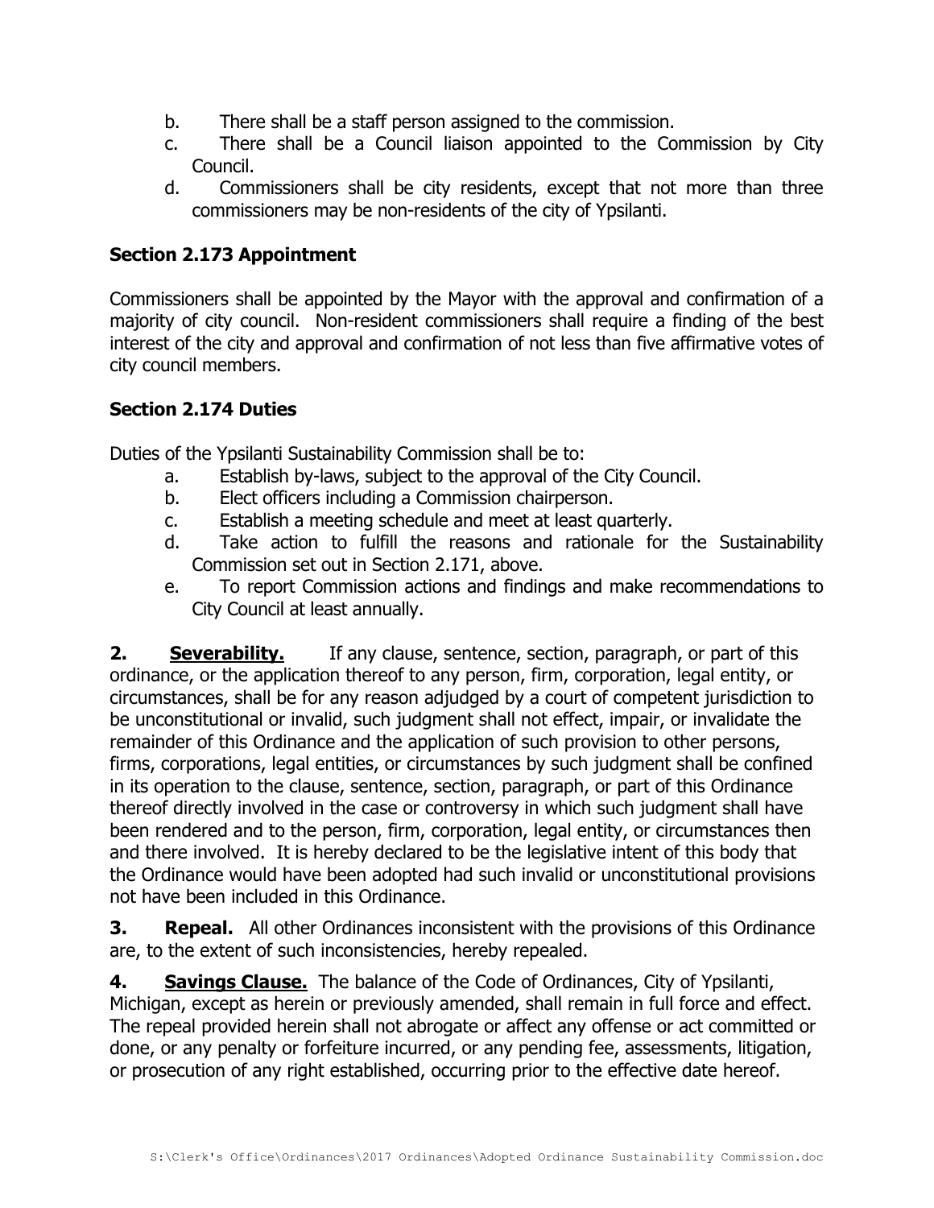b. There shall be a staff person assigned to the commission.

c. There shall be a Council liaison appointed to the Commission by City Council.

d. Commissioners shall be city residents, except that not more than three commissioners may be non-residents of the city of Ypsilanti.

### Section 2.173 Appointment

Commissioners shall be appointed by the Mayor with the approval and confirmation of a majority of city council. Non-resident commissioners shall require a finding of the best interest of the city and approval and confirmation of not less than five affirmative votes of city council members.

### Section 2.174 Duties

Duties of the Ypsilanti Sustainability Commission shall be to:

a. Establish by-laws, subject to the approval of the City Council.

b. Elect officers including a Commission chairperson.

c. Establish a meeting schedule and meet at least quarterly.

d. Take action to fulfill the reasons and rationale for the Sustainability Commission set out in Section 2.171, above.

e. To report Commission actions and findings and make recommendations to City Council at least annually.

**2. <u>Severability.</u>** If any clause, sentence, section, paragraph, or part of this ordinance, or the application thereof to any person, firm, corporation, legal entity, or circumstances, shall be for any reason adjudged by a court of competent jurisdiction to be unconstitutional or invalid, such judgment shall not effect, impair, or invalidate the remainder of this Ordinance and the application of such provision to other persons, firms, corporations, legal entities, or circumstances by such judgment shall be confined in its operation to the clause, sentence, section, paragraph, or part of this Ordinance thereof directly involved in the case or controversy in which such judgment shall have been rendered and to the person, firm, corporation, legal entity, or circumstances then and there involved. It is hereby declared to be the legislative intent of this body that the Ordinance would have been adopted had such invalid or unconstitutional provisions not have been included in this Ordinance.

**3. Repeal.** All other Ordinances inconsistent with the provisions of this Ordinance are, to the extent of such inconsistencies, hereby repealed.

**4. <u>Savings Clause.</u>** The balance of the Code of Ordinances, City of Ypsilanti, Michigan, except as herein or previously amended, shall remain in full force and effect. The repeal provided herein shall not abrogate or affect any offense or act committed or done, or any penalty or forfeiture incurred, or any pending fee, assessments, litigation, or prosecution of any right established, occurring prior to the effective date hereof.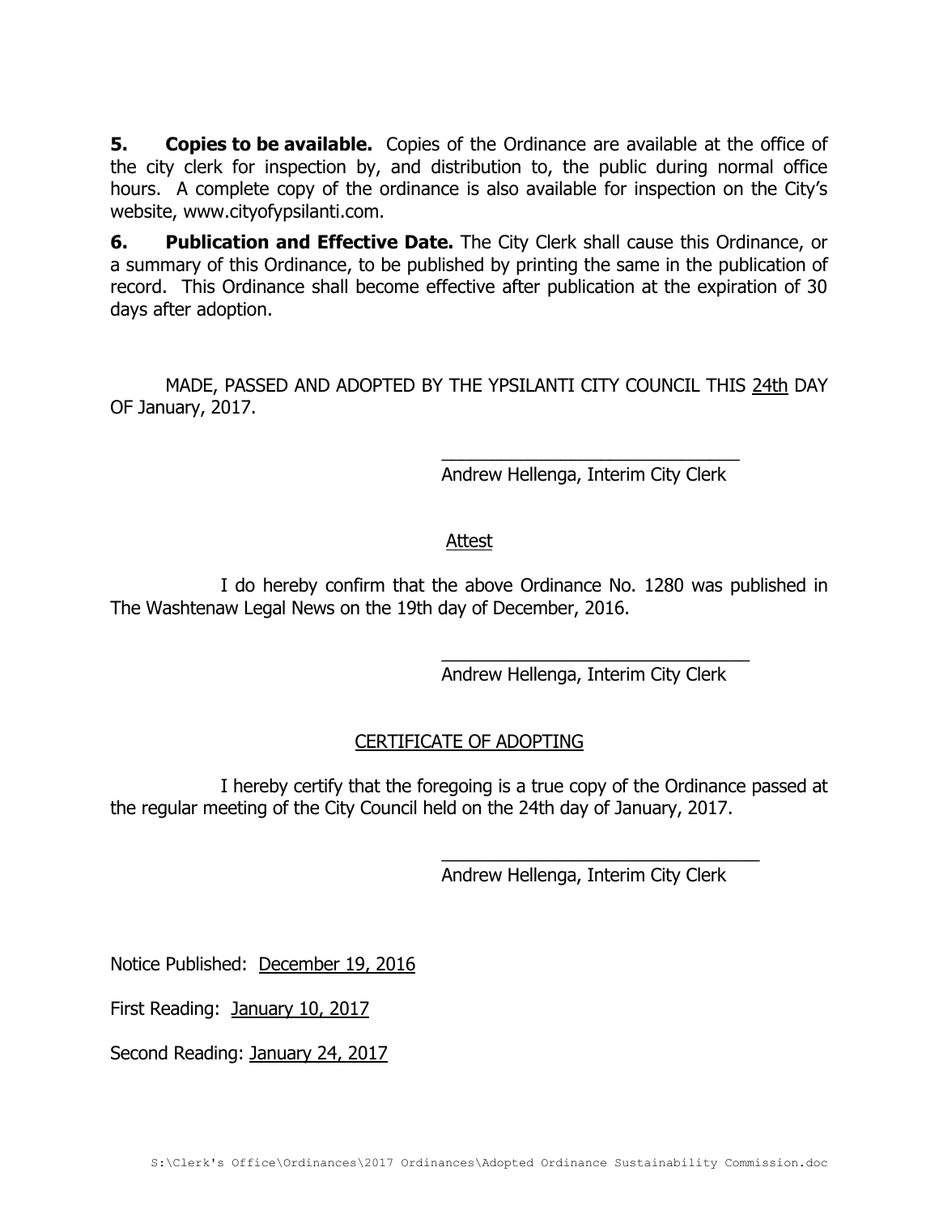**5. Copies to be available.** Copies of the Ordinance are available at the office of the city clerk for inspection by, and distribution to, the public during normal office hours. A complete copy of the ordinance is also available for inspection on the City's website, www.cityofypsilanti.com.

**6. Publication and Effective Date.** The City Clerk shall cause this Ordinance, or a summary of this Ordinance, to be published by printing the same in the publication of record. This Ordinance shall become effective after publication at the expiration of 30 days after adoption.

MADE, PASSED AND ADOPTED BY THE YPSILANTI CITY COUNCIL THIS 24th DAY OF January, 2017.

\_\_\_\_\_\_\_\_\_\_\_\_\_\_\_\_\_\_\_\_\_\_\_\_\_\_\_\_\_\_\_\_
Andrew Hellenga, Interim City Clerk

Attest

I do hereby confirm that the above Ordinance No. 1280 was published in The Washtenaw Legal News on the 19th day of December, 2016.

\_\_\_\_\_\_\_\_\_\_\_\_\_\_\_\_\_\_\_\_\_\_\_\_\_\_\_\_\_\_\_\_
Andrew Hellenga, Interim City Clerk

CERTIFICATE OF ADOPTING

I hereby certify that the foregoing is a true copy of the Ordinance passed at the regular meeting of the City Council held on the 24th day of January, 2017.

\_\_\_\_\_\_\_\_\_\_\_\_\_\_\_\_\_\_\_\_\_\_\_\_\_\_\_\_\_\_\_\_
Andrew Hellenga, Interim City Clerk

Notice Published: December 19, 2016

First Reading: January 10, 2017

Second Reading: January 24, 2017

S:\Clerk's Office\Ordinances\2017 Ordinances\Adopted Ordinance Sustainability Commission.doc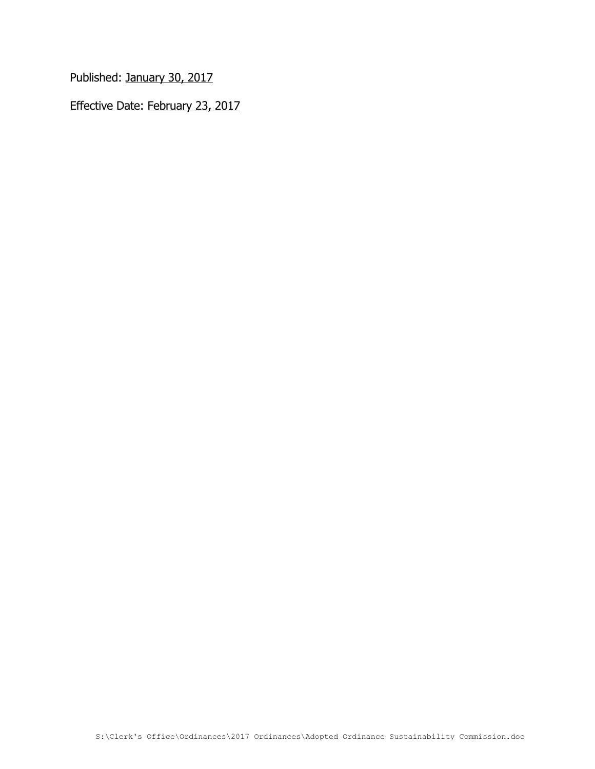Published: January 30, 2017

Effective Date: February 23, 2017

S:\Clerk's Office\Ordinances\2017 Ordinances\Adopted Ordinance Sustainability Commission.doc